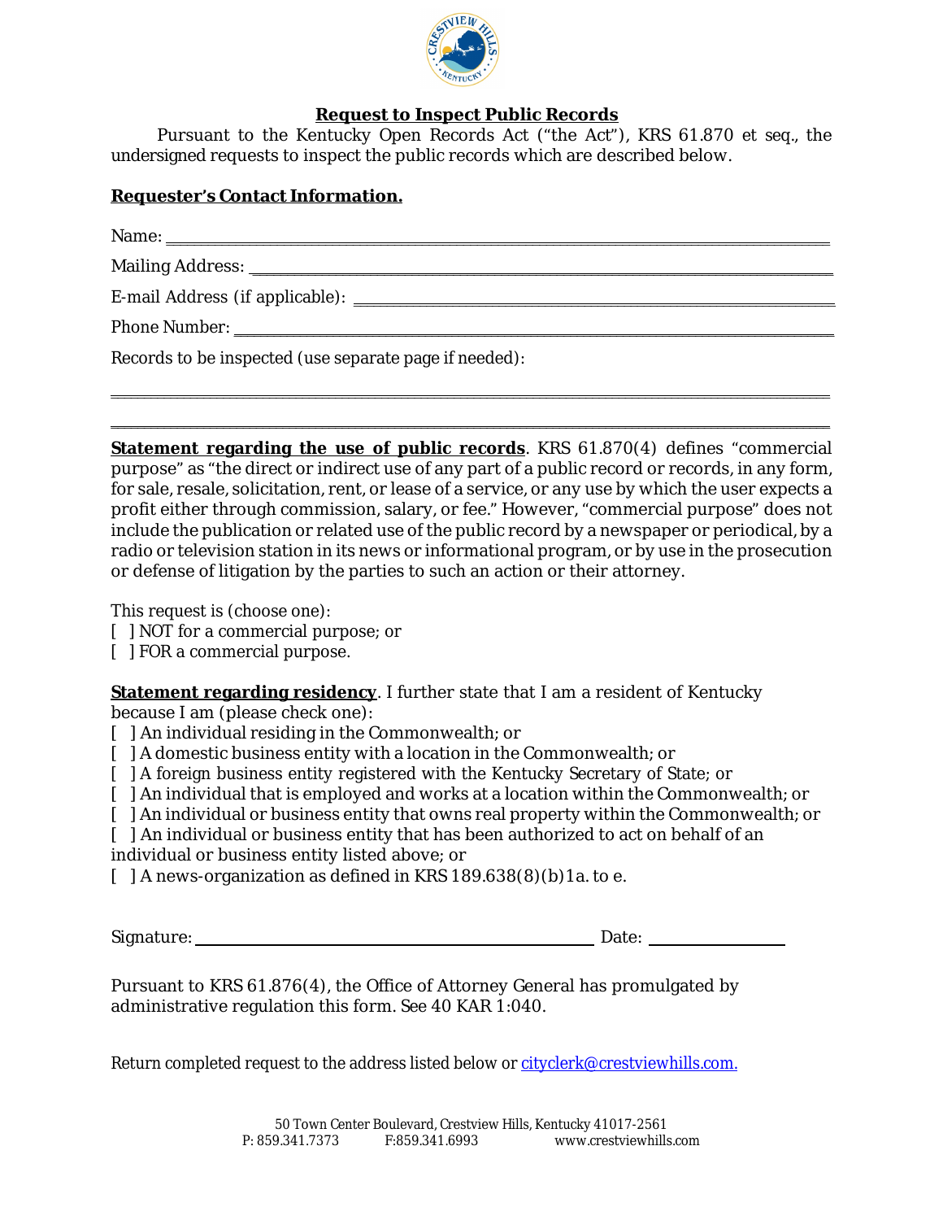## Request to Inspect Public Records

Pursuant to the Kentucky Open Records Act ("the Act"), KRS 61.870 et seq., the undersigned requests to inspect the public records which are described below.

**Requester's Contact Information.**

Name: ___________________________________________________________________________

Mailing Address: _________________________________________________________________

E-mail Address (if applicable): ____________________________________________________

Phone Number: ___________________________________________________________________

Records to be inspected (use separate page if needed):

_______________________________________________________________________________

_______________________________________________________________________________

**Statement regarding the use of public records**. KRS 61.870(4) defines "commercial purpose" as "the direct or indirect use of any part of a public record or records, in any form, for sale, resale, solicitation, rent, or lease of a service, or any use by which the user expects a profit either through commission, salary, or fee." However, "commercial purpose" does not include the publication or related use of the public record by a newspaper or periodical, by a radio or television station in its news or informational program, or by use in the prosecution or defense of litigation by the parties to such an action or their attorney.

This request is (choose one):
[ ] NOT for a commercial purpose; or
[ ] FOR a commercial purpose.

**Statement regarding residency**. I further state that I am a resident of Kentucky because I am (please check one):
[ ] An individual residing in the Commonwealth; or
[ ] A domestic business entity with a location in the Commonwealth; or
[ ] A foreign business entity registered with the Kentucky Secretary of State; or
[ ] An individual that is employed and works at a location within the Commonwealth; or
[ ] An individual or business entity that owns real property within the Commonwealth; or
[ ] An individual or business entity that has been authorized to act on behalf of an individual or business entity listed above; or
[ ] A news-organization as defined in KRS 189.638(8)(b)1a. to e.

Signature: ______________________________________ Date: ________________

Pursuant to KRS 61.876(4), the Office of Attorney General has promulgated by administrative regulation this form. See 40 KAR 1:040.

Return completed request to the address listed below or cityclerk@crestviewhills.com.

50 Town Center Boulevard, Crestview Hills, Kentucky 41017-2561
P: 859.341.7373 F:859.341.6993 www.crestviewhills.com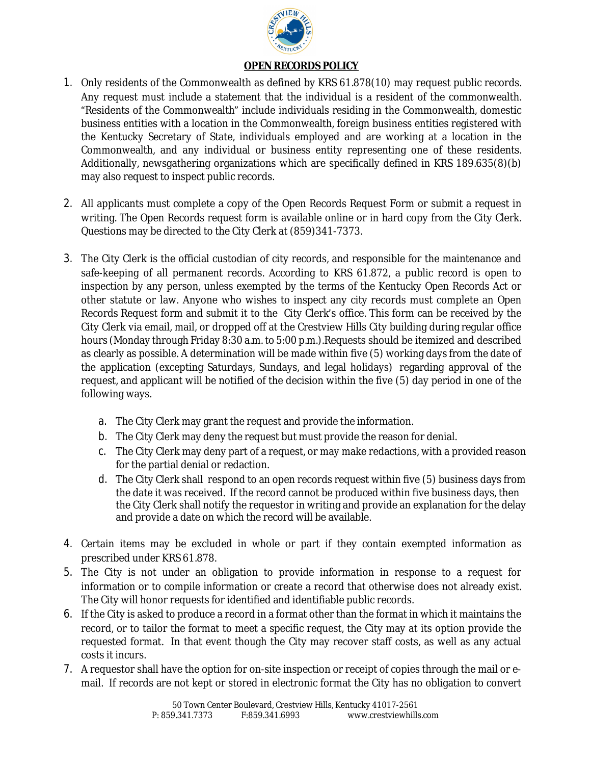## OPEN RECORDS POLICY

1. Only residents of the Commonwealth as defined by KRS 61.878(10) may request public records. Any request must include a statement that the individual is a resident of the commonwealth. "Residents of the Commonwealth" include individuals residing in the Commonwealth, domestic business entities with a location in the Commonwealth, foreign business entities registered with the Kentucky Secretary of State, individuals employed and are working at a location in the Commonwealth, and any individual or business entity representing one of these residents. Additionally, newsgathering organizations which are specifically defined in KRS 189.635(8)(b) may also request to inspect public records.

2. All applicants must complete a copy of the Open Records Request Form or submit a request in writing. The Open Records request form is available online or in hard copy from the City Clerk. Questions may be directed to the City Clerk at (859)341-7373.

3. The City Clerk is the official custodian of city records, and responsible for the maintenance and safe-keeping of all permanent records. According to KRS 61.872, a public record is open to inspection by any person, unless exempted by the terms of the Kentucky Open Records Act or other statute or law. Anyone who wishes to inspect any city records must complete an Open Records Request form and submit it to the City Clerk's office. This form can be received by the City Clerk via email, mail, or dropped off at the Crestview Hills City building during regular office hours (Monday through Friday 8:30 a.m. to 5:00 p.m.).Requests should be itemized and described as clearly as possible. A determination will be made within five (5) working days from the date of the application (excepting Saturdays, Sundays, and legal holidays) regarding approval of the request, and applicant will be notified of the decision within the five (5) day period in one of the following ways.

   a. The City Clerk may grant the request and provide the information.
   b. The City Clerk may deny the request but must provide the reason for denial.
   c. The City Clerk may deny part of a request, or may make redactions, with a provided reason for the partial denial or redaction.
   d. The City Clerk shall respond to an open records request within five (5) business days from the date it was received. If the record cannot be produced within five business days, then the City Clerk shall notify the requestor in writing and provide an explanation for the delay and provide a date on which the record will be available.

4. Certain items may be excluded in whole or part if they contain exempted information as prescribed under KRS 61.878.
5. The City is not under an obligation to provide information in response to a request for information or to compile information or create a record that otherwise does not already exist. The City will honor requests for identified and identifiable public records.
6. If the City is asked to produce a record in a format other than the format in which it maintains the record, or to tailor the format to meet a specific request, the City may at its option provide the requested format. In that event though the City may recover staff costs, as well as any actual costs it incurs.
7. A requestor shall have the option for on-site inspection or receipt of copies through the mail or e-mail. If records are not kept or stored in electronic format the City has no obligation to convert

50 Town Center Boulevard, Crestview Hills, Kentucky 41017-2561
P: 859.341.7373 F:859.341.6993 www.crestviewhills.com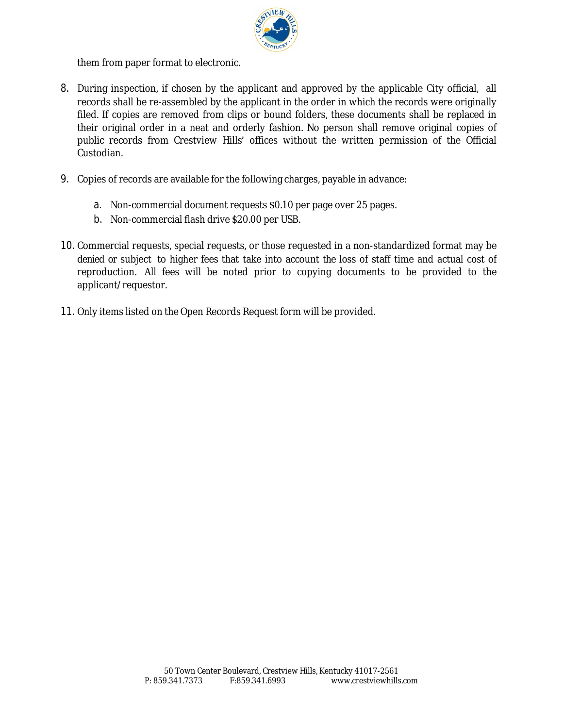them from paper format to electronic.

8. During inspection, if chosen by the applicant and approved by the applicable City official, all records shall be re-assembled by the applicant in the order in which the records were originally filed. If copies are removed from clips or bound folders, these documents shall be replaced in their original order in a neat and orderly fashion. No person shall remove original copies of public records from Crestview Hills' offices without the written permission of the Official Custodian.

9. Copies of records are available for the following charges, payable in advance:

   a. Non-commercial document requests $0.10 per page over 25 pages.
   b. Non-commercial flash drive $20.00 per USB.

10. Commercial requests, special requests, or those requested in a non-standardized format may be denied or subject to higher fees that take into account the loss of staff time and actual cost of reproduction. All fees will be noted prior to copying documents to be provided to the applicant/requestor.

11. Only items listed on the Open Records Request form will be provided.